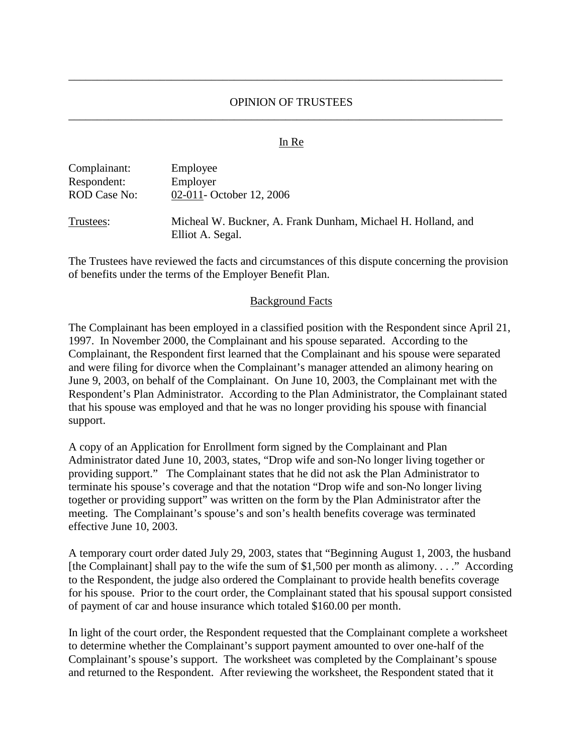---

OPINION OF TRUSTEES

---

In Re

Complainant: Employee
Respondent: Employer
ROD Case No: 02-011- October 12, 2006

Trustees: Micheal W. Buckner, A. Frank Dunham, Michael H. Holland, and Elliot A. Segal.

The Trustees have reviewed the facts and circumstances of this dispute concerning the provision of benefits under the terms of the Employer Benefit Plan.

## Background Facts

The Complainant has been employed in a classified position with the Respondent since April 21, 1997. In November 2000, the Complainant and his spouse separated. According to the Complainant, the Respondent first learned that the Complainant and his spouse were separated and were filing for divorce when the Complainant's manager attended an alimony hearing on June 9, 2003, on behalf of the Complainant. On June 10, 2003, the Complainant met with the Respondent's Plan Administrator. According to the Plan Administrator, the Complainant stated that his spouse was employed and that he was no longer providing his spouse with financial support.

A copy of an Application for Enrollment form signed by the Complainant and Plan Administrator dated June 10, 2003, states, "Drop wife and son-No longer living together or providing support." The Complainant states that he did not ask the Plan Administrator to terminate his spouse's coverage and that the notation "Drop wife and son-No longer living together or providing support" was written on the form by the Plan Administrator after the meeting. The Complainant's spouse's and son's health benefits coverage was terminated effective June 10, 2003.

A temporary court order dated July 29, 2003, states that "Beginning August 1, 2003, the husband [the Complainant] shall pay to the wife the sum of $1,500 per month as alimony. . . ." According to the Respondent, the judge also ordered the Complainant to provide health benefits coverage for his spouse. Prior to the court order, the Complainant stated that his spousal support consisted of payment of car and house insurance which totaled $160.00 per month.

In light of the court order, the Respondent requested that the Complainant complete a worksheet to determine whether the Complainant's support payment amounted to over one-half of the Complainant's spouse's support. The worksheet was completed by the Complainant's spouse and returned to the Respondent. After reviewing the worksheet, the Respondent stated that it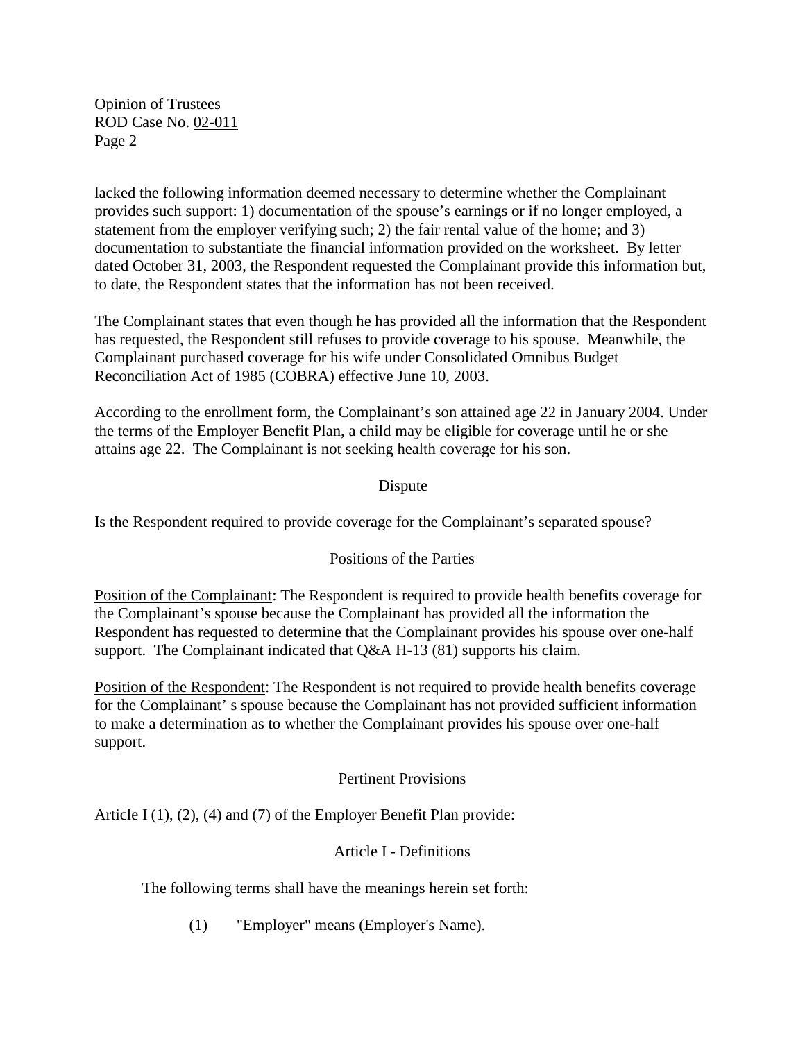lacked the following information deemed necessary to determine whether the Complainant provides such support: 1) documentation of the spouse's earnings or if no longer employed, a statement from the employer verifying such; 2) the fair rental value of the home; and 3) documentation to substantiate the financial information provided on the worksheet. By letter dated October 31, 2003, the Respondent requested the Complainant provide this information but, to date, the Respondent states that the information has not been received.

The Complainant states that even though he has provided all the information that the Respondent has requested, the Respondent still refuses to provide coverage to his spouse. Meanwhile, the Complainant purchased coverage for his wife under Consolidated Omnibus Budget Reconciliation Act of 1985 (COBRA) effective June 10, 2003.

According to the enrollment form, the Complainant's son attained age 22 in January 2004. Under the terms of the Employer Benefit Plan, a child may be eligible for coverage until he or she attains age 22. The Complainant is not seeking health coverage for his son.

## Dispute

Is the Respondent required to provide coverage for the Complainant's separated spouse?

## Positions of the Parties

Position of the Complainant: The Respondent is required to provide health benefits coverage for the Complainant's spouse because the Complainant has provided all the information the Respondent has requested to determine that the Complainant provides his spouse over one-half support. The Complainant indicated that Q&A H-13 (81) supports his claim.

Position of the Respondent: The Respondent is not required to provide health benefits coverage for the Complainant' s spouse because the Complainant has not provided sufficient information to make a determination as to whether the Complainant provides his spouse over one-half support.

## Pertinent Provisions

Article I (1), (2), (4) and (7) of the Employer Benefit Plan provide:

### Article I - Definitions

The following terms shall have the meanings herein set forth:

(1) "Employer" means (Employer's Name).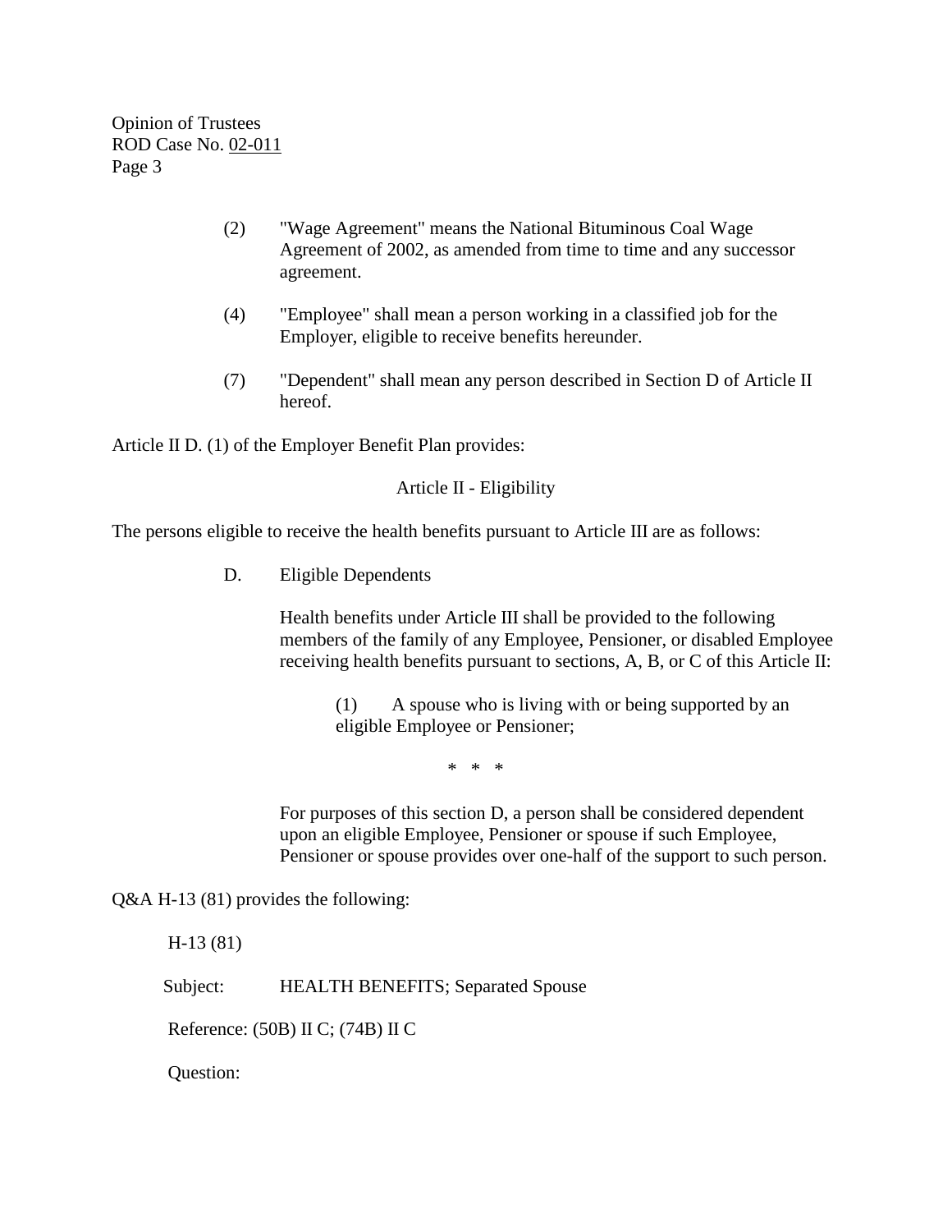(2) "Wage Agreement" means the National Bituminous Coal Wage Agreement of 2002, as amended from time to time and any successor agreement.

(4) "Employee" shall mean a person working in a classified job for the Employer, eligible to receive benefits hereunder.

(7) "Dependent" shall mean any person described in Section D of Article II hereof.

Article II D. (1) of the Employer Benefit Plan provides:

Article II - Eligibility

The persons eligible to receive the health benefits pursuant to Article III are as follows:

D. Eligible Dependents

Health benefits under Article III shall be provided to the following members of the family of any Employee, Pensioner, or disabled Employee receiving health benefits pursuant to sections, A, B, or C of this Article II:

(1) A spouse who is living with or being supported by an eligible Employee or Pensioner;

\* \* \*

For purposes of this section D, a person shall be considered dependent upon an eligible Employee, Pensioner or spouse if such Employee, Pensioner or spouse provides over one-half of the support to such person.

Q&A H-13 (81) provides the following:

H-13 (81)

Subject: HEALTH BENEFITS; Separated Spouse

Reference: (50B) II C; (74B) II C

Question: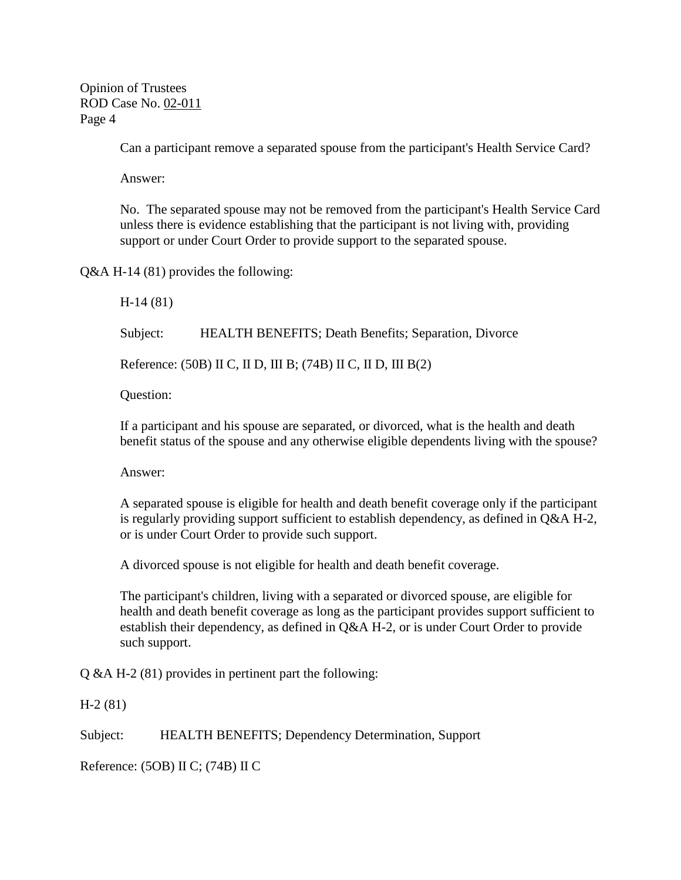Can a participant remove a separated spouse from the participant's Health Service Card?

Answer:

No. The separated spouse may not be removed from the participant's Health Service Card unless there is evidence establishing that the participant is not living with, providing support or under Court Order to provide support to the separated spouse.

Q&A H-14 (81) provides the following:

> H-14 (81)
>
> Subject: HEALTH BENEFITS; Death Benefits; Separation, Divorce
>
> Reference: (50B) II C, II D, III B; (74B) II C, II D, III B(2)
>
> Question:
>
> If a participant and his spouse are separated, or divorced, what is the health and death benefit status of the spouse and any otherwise eligible dependents living with the spouse?
>
> Answer:
>
> A separated spouse is eligible for health and death benefit coverage only if the participant is regularly providing support sufficient to establish dependency, as defined in Q&A H-2, or is under Court Order to provide such support.
>
> A divorced spouse is not eligible for health and death benefit coverage.
>
> The participant's children, living with a separated or divorced spouse, are eligible for health and death benefit coverage as long as the participant provides support sufficient to establish their dependency, as defined in Q&A H-2, or is under Court Order to provide such support.

Q &A H-2 (81) provides in pertinent part the following:

H-2 (81)

Subject: HEALTH BENEFITS; Dependency Determination, Support

Reference: (5OB) II C; (74B) II C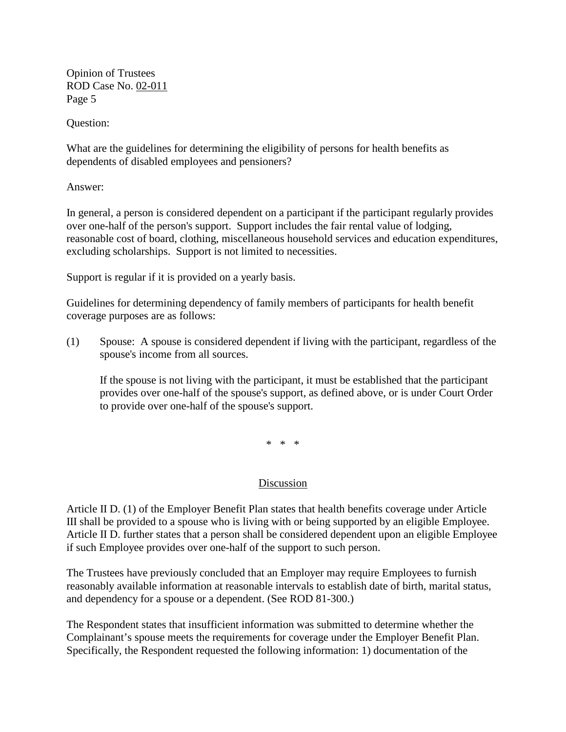Question:

What are the guidelines for determining the eligibility of persons for health benefits as dependents of disabled employees and pensioners?

Answer:

In general, a person is considered dependent on a participant if the participant regularly provides over one-half of the person's support. Support includes the fair rental value of lodging, reasonable cost of board, clothing, miscellaneous household services and education expenditures, excluding scholarships. Support is not limited to necessities.

Support is regular if it is provided on a yearly basis.

Guidelines for determining dependency of family members of participants for health benefit coverage purposes are as follows:

(1) Spouse: A spouse is considered dependent if living with the participant, regardless of the spouse's income from all sources.

    If the spouse is not living with the participant, it must be established that the participant provides over one-half of the spouse's support, as defined above, or is under Court Order to provide over one-half of the spouse's support.

\* \* \*

## Discussion

Article II D. (1) of the Employer Benefit Plan states that health benefits coverage under Article III shall be provided to a spouse who is living with or being supported by an eligible Employee. Article II D. further states that a person shall be considered dependent upon an eligible Employee if such Employee provides over one-half of the support to such person.

The Trustees have previously concluded that an Employer may require Employees to furnish reasonably available information at reasonable intervals to establish date of birth, marital status, and dependency for a spouse or a dependent. (See ROD 81-300.)

The Respondent states that insufficient information was submitted to determine whether the Complainant's spouse meets the requirements for coverage under the Employer Benefit Plan. Specifically, the Respondent requested the following information: 1) documentation of the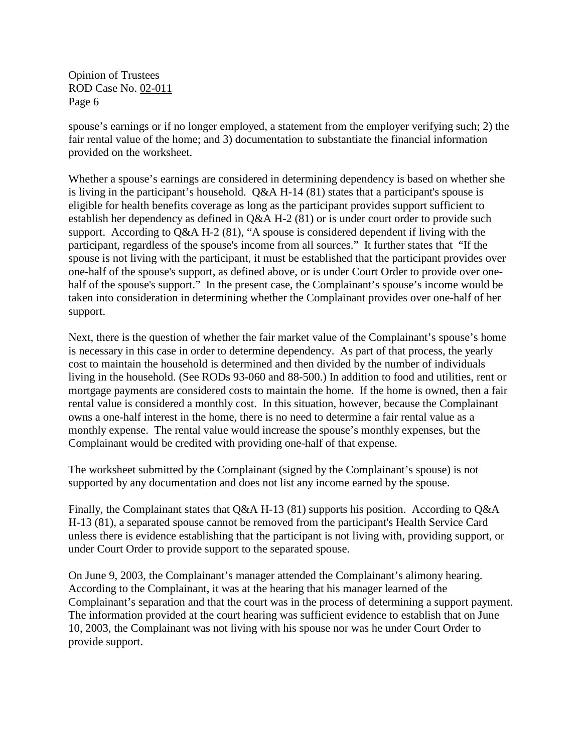spouse's earnings or if no longer employed, a statement from the employer verifying such; 2) the fair rental value of the home; and 3) documentation to substantiate the financial information provided on the worksheet.

Whether a spouse's earnings are considered in determining dependency is based on whether she is living in the participant's household. Q&A H-14 (81) states that a participant's spouse is eligible for health benefits coverage as long as the participant provides support sufficient to establish her dependency as defined in Q&A H-2 (81) or is under court order to provide such support. According to Q&A H-2 (81), "A spouse is considered dependent if living with the participant, regardless of the spouse's income from all sources." It further states that "If the spouse is not living with the participant, it must be established that the participant provides over one-half of the spouse's support, as defined above, or is under Court Order to provide over one-half of the spouse's support." In the present case, the Complainant's spouse's income would be taken into consideration in determining whether the Complainant provides over one-half of her support.

Next, there is the question of whether the fair market value of the Complainant's spouse's home is necessary in this case in order to determine dependency. As part of that process, the yearly cost to maintain the household is determined and then divided by the number of individuals living in the household. (See RODs 93-060 and 88-500.) In addition to food and utilities, rent or mortgage payments are considered costs to maintain the home. If the home is owned, then a fair rental value is considered a monthly cost. In this situation, however, because the Complainant owns a one-half interest in the home, there is no need to determine a fair rental value as a monthly expense. The rental value would increase the spouse's monthly expenses, but the Complainant would be credited with providing one-half of that expense.

The worksheet submitted by the Complainant (signed by the Complainant's spouse) is not supported by any documentation and does not list any income earned by the spouse.

Finally, the Complainant states that Q&A H-13 (81) supports his position. According to Q&A H-13 (81), a separated spouse cannot be removed from the participant's Health Service Card unless there is evidence establishing that the participant is not living with, providing support, or under Court Order to provide support to the separated spouse.

On June 9, 2003, the Complainant's manager attended the Complainant's alimony hearing. According to the Complainant, it was at the hearing that his manager learned of the Complainant's separation and that the court was in the process of determining a support payment. The information provided at the court hearing was sufficient evidence to establish that on June 10, 2003, the Complainant was not living with his spouse nor was he under Court Order to provide support.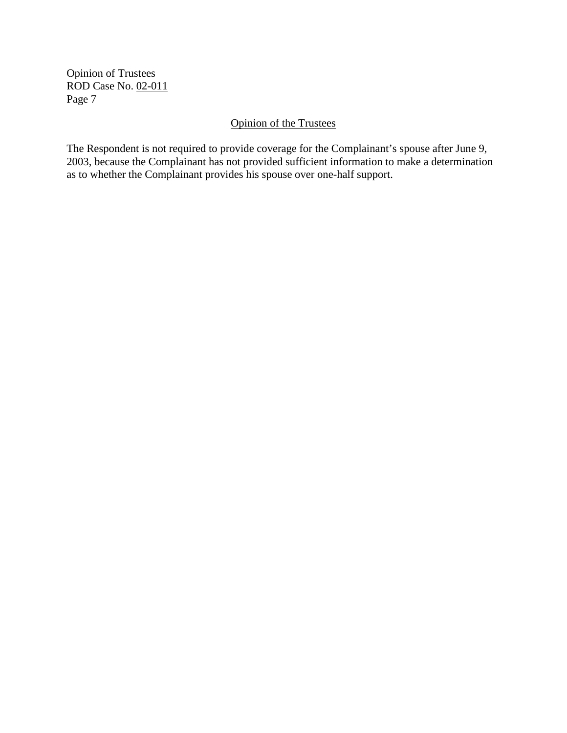## Opinion of the Trustees

The Respondent is not required to provide coverage for the Complainant's spouse after June 9, 2003, because the Complainant has not provided sufficient information to make a determination as to whether the Complainant provides his spouse over one-half support.